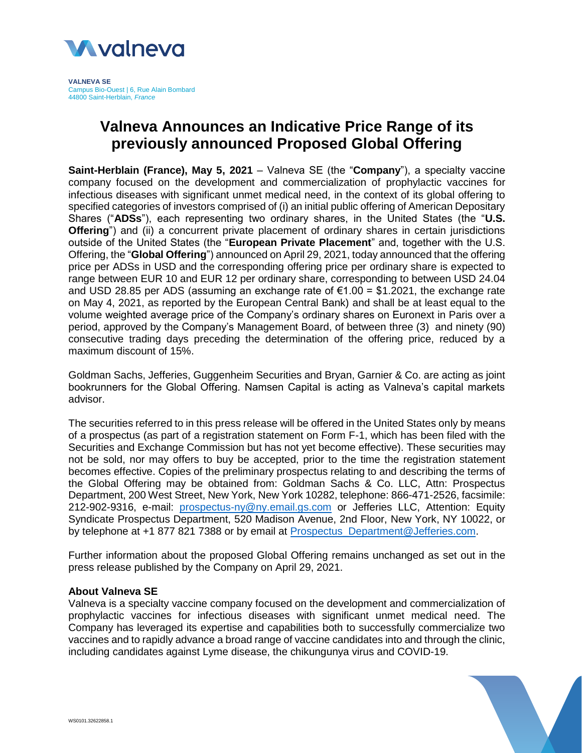**VALNEVA SE**
Campus Bio-Ouest | 6, Rue Alain Bombard
44800 Saint-Herblain, *France*

# Valneva Announces an Indicative Price Range of its previously announced Proposed Global Offering

**Saint-Herblain (France), May 5, 2021** – Valneva SE (the "**Company**"), a specialty vaccine company focused on the development and commercialization of prophylactic vaccines for infectious diseases with significant unmet medical need, in the context of its global offering to specified categories of investors comprised of (i) an initial public offering of American Depositary Shares ("**ADSs**"), each representing two ordinary shares, in the United States (the "**U.S. Offering**") and (ii) a concurrent private placement of ordinary shares in certain jurisdictions outside of the United States (the "**European Private Placement**" and, together with the U.S. Offering, the "**Global Offering**") announced on April 29, 2021, today announced that the offering price per ADSs in USD and the corresponding offering price per ordinary share is expected to range between EUR 10 and EUR 12 per ordinary share, corresponding to between USD 24.04 and USD 28.85 per ADS (assuming an exchange rate of €1.00 = $1.2021, the exchange rate on May 4, 2021, as reported by the European Central Bank) and shall be at least equal to the volume weighted average price of the Company's ordinary shares on Euronext in Paris over a period, approved by the Company's Management Board, of between three (3) and ninety (90) consecutive trading days preceding the determination of the offering price, reduced by a maximum discount of 15%.

Goldman Sachs, Jefferies, Guggenheim Securities and Bryan, Garnier & Co. are acting as joint bookrunners for the Global Offering. Namsen Capital is acting as Valneva's capital markets advisor.

The securities referred to in this press release will be offered in the United States only by means of a prospectus (as part of a registration statement on Form F-1, which has been filed with the Securities and Exchange Commission but has not yet become effective). These securities may not be sold, nor may offers to buy be accepted, prior to the time the registration statement becomes effective. Copies of the preliminary prospectus relating to and describing the terms of the Global Offering may be obtained from: Goldman Sachs & Co. LLC, Attn: Prospectus Department, 200 West Street, New York, New York 10282, telephone: 866-471-2526, facsimile: 212-902-9316, e-mail: prospectus-ny@ny.email.gs.com or Jefferies LLC, Attention: Equity Syndicate Prospectus Department, 520 Madison Avenue, 2nd Floor, New York, NY 10022, or by telephone at +1 877 821 7388 or by email at Prospectus_Department@Jefferies.com.

Further information about the proposed Global Offering remains unchanged as set out in the press release published by the Company on April 29, 2021.

### About Valneva SE

Valneva is a specialty vaccine company focused on the development and commercialization of prophylactic vaccines for infectious diseases with significant unmet medical need. The Company has leveraged its expertise and capabilities both to successfully commercialize two vaccines and to rapidly advance a broad range of vaccine candidates into and through the clinic, including candidates against Lyme disease, the chikungunya virus and COVID-19.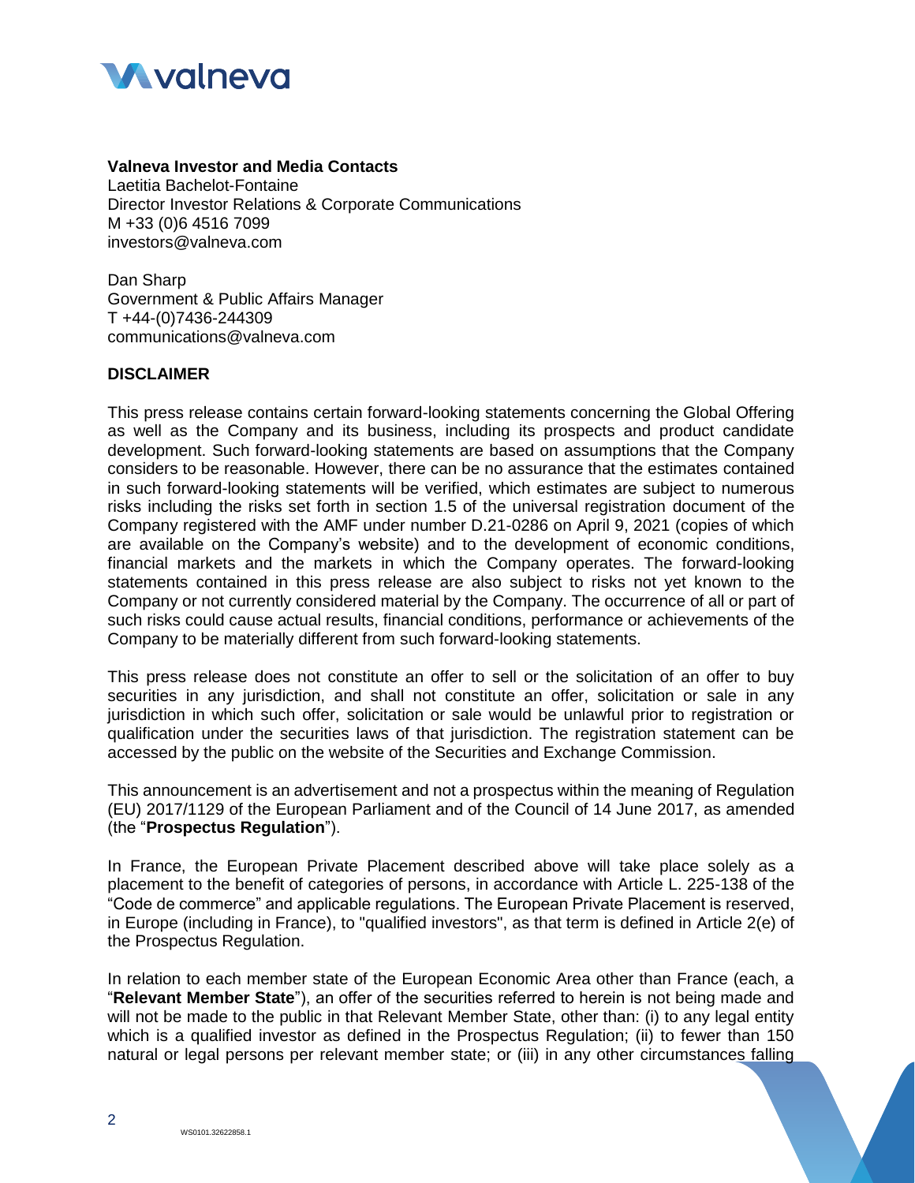**Valneva Investor and Media Contacts**
Laetitia Bachelot-Fontaine
Director Investor Relations & Corporate Communications
M +33 (0)6 4516 7099
investors@valneva.com

Dan Sharp
Government & Public Affairs Manager
T +44-(0)7436-244309
communications@valneva.com

**DISCLAIMER**

This press release contains certain forward-looking statements concerning the Global Offering as well as the Company and its business, including its prospects and product candidate development. Such forward-looking statements are based on assumptions that the Company considers to be reasonable. However, there can be no assurance that the estimates contained in such forward-looking statements will be verified, which estimates are subject to numerous risks including the risks set forth in section 1.5 of the universal registration document of the Company registered with the AMF under number D.21-0286 on April 9, 2021 (copies of which are available on the Company's website) and to the development of economic conditions, financial markets and the markets in which the Company operates. The forward-looking statements contained in this press release are also subject to risks not yet known to the Company or not currently considered material by the Company. The occurrence of all or part of such risks could cause actual results, financial conditions, performance or achievements of the Company to be materially different from such forward-looking statements.

This press release does not constitute an offer to sell or the solicitation of an offer to buy securities in any jurisdiction, and shall not constitute an offer, solicitation or sale in any jurisdiction in which such offer, solicitation or sale would be unlawful prior to registration or qualification under the securities laws of that jurisdiction. The registration statement can be accessed by the public on the website of the Securities and Exchange Commission.

This announcement is an advertisement and not a prospectus within the meaning of Regulation (EU) 2017/1129 of the European Parliament and of the Council of 14 June 2017, as amended (the "**Prospectus Regulation**").

In France, the European Private Placement described above will take place solely as a placement to the benefit of categories of persons, in accordance with Article L. 225-138 of the "Code de commerce" and applicable regulations. The European Private Placement is reserved, in Europe (including in France), to "qualified investors", as that term is defined in Article 2(e) of the Prospectus Regulation.

In relation to each member state of the European Economic Area other than France (each, a "**Relevant Member State**"), an offer of the securities referred to herein is not being made and will not be made to the public in that Relevant Member State, other than: (i) to any legal entity which is a qualified investor as defined in the Prospectus Regulation; (ii) to fewer than 150 natural or legal persons per relevant member state; or (iii) in any other circumstances falling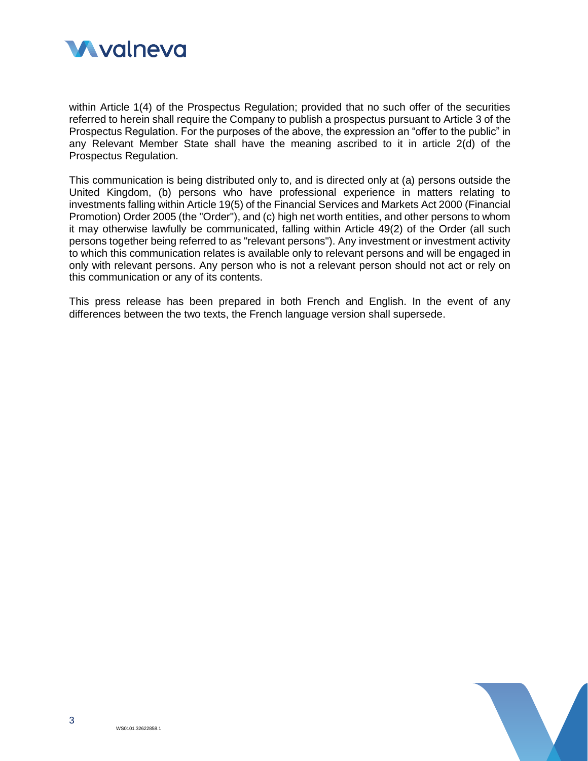within Article 1(4) of the Prospectus Regulation; provided that no such offer of the securities referred to herein shall require the Company to publish a prospectus pursuant to Article 3 of the Prospectus Regulation. For the purposes of the above, the expression an "offer to the public" in any Relevant Member State shall have the meaning ascribed to it in article 2(d) of the Prospectus Regulation.

This communication is being distributed only to, and is directed only at (a) persons outside the United Kingdom, (b) persons who have professional experience in matters relating to investments falling within Article 19(5) of the Financial Services and Markets Act 2000 (Financial Promotion) Order 2005 (the "Order"), and (c) high net worth entities, and other persons to whom it may otherwise lawfully be communicated, falling within Article 49(2) of the Order (all such persons together being referred to as "relevant persons"). Any investment or investment activity to which this communication relates is available only to relevant persons and will be engaged in only with relevant persons. Any person who is not a relevant person should not act or rely on this communication or any of its contents.

This press release has been prepared in both French and English. In the event of any differences between the two texts, the French language version shall supersede.